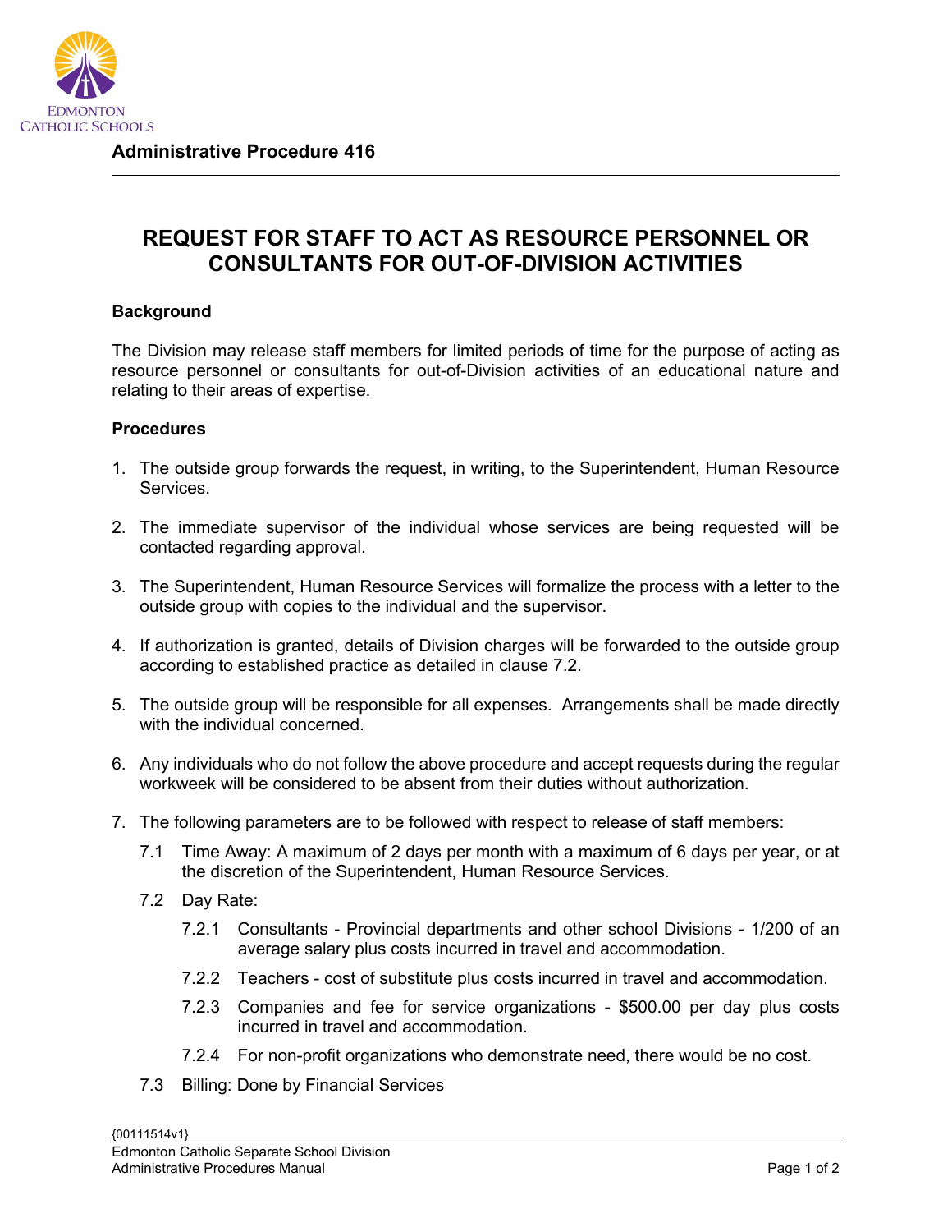EDMONTON
CATHOLIC SCHOOLS

**Administrative Procedure 416**

# REQUEST FOR STAFF TO ACT AS RESOURCE PERSONNEL OR CONSULTANTS FOR OUT-OF-DIVISION ACTIVITIES

**Background**

The Division may release staff members for limited periods of time for the purpose of acting as resource personnel or consultants for out-of-Division activities of an educational nature and relating to their areas of expertise.

**Procedures**

1. The outside group forwards the request, in writing, to the Superintendent, Human Resource Services.

2. The immediate supervisor of the individual whose services are being requested will be contacted regarding approval.

3. The Superintendent, Human Resource Services will formalize the process with a letter to the outside group with copies to the individual and the supervisor.

4. If authorization is granted, details of Division charges will be forwarded to the outside group according to established practice as detailed in clause 7.2.

5. The outside group will be responsible for all expenses. Arrangements shall be made directly with the individual concerned.

6. Any individuals who do not follow the above procedure and accept requests during the regular workweek will be considered to be absent from their duties without authorization.

7. The following parameters are to be followed with respect to release of staff members:

   7.1 Time Away: A maximum of 2 days per month with a maximum of 6 days per year, or at the discretion of the Superintendent, Human Resource Services.

   7.2 Day Rate:

      7.2.1 Consultants - Provincial departments and other school Divisions - 1/200 of an average salary plus costs incurred in travel and accommodation.

      7.2.2 Teachers - cost of substitute plus costs incurred in travel and accommodation.

      7.2.3 Companies and fee for service organizations - $500.00 per day plus costs incurred in travel and accommodation.

      7.2.4 For non-profit organizations who demonstrate need, there would be no cost.

   7.3 Billing: Done by Financial Services

{00111514v1}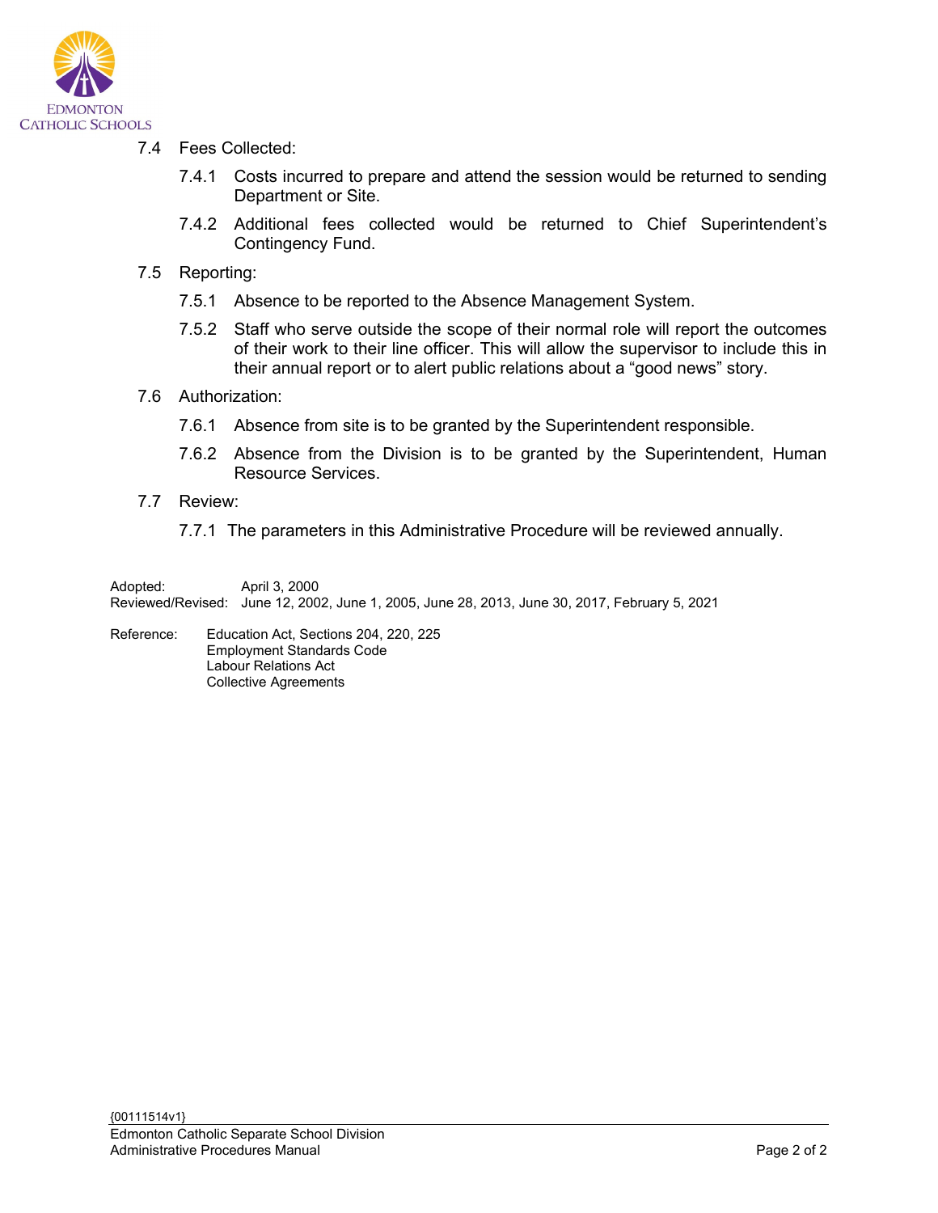7.4 Fees Collected:

   7.4.1 Costs incurred to prepare and attend the session would be returned to sending Department or Site.

   7.4.2 Additional fees collected would be returned to Chief Superintendent's Contingency Fund.

7.5 Reporting:

   7.5.1 Absence to be reported to the Absence Management System.

   7.5.2 Staff who serve outside the scope of their normal role will report the outcomes of their work to their line officer. This will allow the supervisor to include this in their annual report or to alert public relations about a "good news" story.

7.6 Authorization:

   7.6.1 Absence from site is to be granted by the Superintendent responsible.

   7.6.2 Absence from the Division is to be granted by the Superintendent, Human Resource Services.

7.7 Review:

   7.7.1 The parameters in this Administrative Procedure will be reviewed annually.

Adopted: April 3, 2000
Reviewed/Revised: June 12, 2002, June 1, 2005, June 28, 2013, June 30, 2017, February 5, 2021

Reference: Education Act, Sections 204, 220, 225
Employment Standards Code
Labour Relations Act
Collective Agreements

{00111514v1}